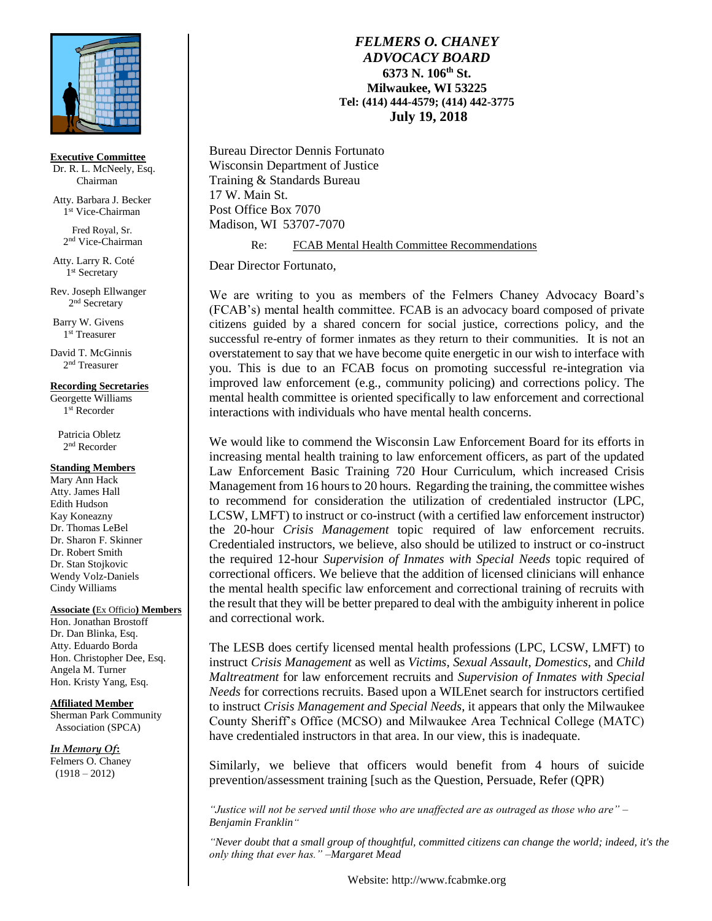*FELMERS O. CHANEY ADVOCACY BOARD*
**6373 N. 106th St.**
**Milwaukee, WI 53225**
**Tel: (414) 444-4579; (414) 442-3775**
**July 19, 2018**

**Executive Committee**
Dr. R. L. McNeely, Esq.
Chairman

Atty. Barbara J. Becker
1st Vice-Chairman

Fred Royal, Sr.
2nd Vice-Chairman

Atty. Larry R. Coté
1st Secretary

Rev. Joseph Ellwanger
2nd Secretary

Barry W. Givens
1st Treasurer

David T. McGinnis
2nd Treasurer

**Recording Secretaries**
Georgette Williams
1st Recorder

Patricia Obletz
2nd Recorder

**Standing Members**
Mary Ann Hack
Atty. James Hall
Edith Hudson
Kay Koneazny
Dr. Thomas LeBel
Dr. Sharon F. Skinner
Dr. Robert Smith
Dr. Stan Stojkovic
Wendy Volz-Daniels
Cindy Williams

**Associate (*Ex Officio*) Members**
Hon. Jonathan Brostoff
Dr. Dan Blinka, Esq.
Atty. Eduardo Borda
Hon. Christopher Dee, Esq.
Angela M. Turner
Hon. Kristy Yang, Esq.

**Affiliated Member**
Sherman Park Community Association (SPCA)

***In Memory Of*:**
Felmers O. Chaney
(1918 – 2012)

Bureau Director Dennis Fortunato
Wisconsin Department of Justice
Training & Standards Bureau
17 W. Main St.
Post Office Box 7070
Madison, WI 53707-7070

Re: FCAB Mental Health Committee Recommendations

Dear Director Fortunato,

We are writing to you as members of the Felmers Chaney Advocacy Board's (FCAB's) mental health committee. FCAB is an advocacy board composed of private citizens guided by a shared concern for social justice, corrections policy, and the successful re-entry of former inmates as they return to their communities. It is not an overstatement to say that we have become quite energetic in our wish to interface with you. This is due to an FCAB focus on promoting successful re-integration via improved law enforcement (e.g., community policing) and corrections policy. The mental health committee is oriented specifically to law enforcement and correctional interactions with individuals who have mental health concerns.

We would like to commend the Wisconsin Law Enforcement Board for its efforts in increasing mental health training to law enforcement officers, as part of the updated Law Enforcement Basic Training 720 Hour Curriculum, which increased Crisis Management from 16 hours to 20 hours. Regarding the training, the committee wishes to recommend for consideration the utilization of credentialed instructor (LPC, LCSW, LMFT) to instruct or co-instruct (with a certified law enforcement instructor) the 20-hour *Crisis Management* topic required of law enforcement recruits. Credentialed instructors, we believe, also should be utilized to instruct or co-instruct the required 12-hour *Supervision of Inmates with Special Needs* topic required of correctional officers. We believe that the addition of licensed clinicians will enhance the mental health specific law enforcement and correctional training of recruits with the result that they will be better prepared to deal with the ambiguity inherent in police and correctional work.

The LESB does certify licensed mental health professions (LPC, LCSW, LMFT) to instruct *Crisis Management* as well as *Victims, Sexual Assault*, *Domestics*, and *Child Maltreatment* for law enforcement recruits and *Supervision of Inmates with Special Needs* for corrections recruits. Based upon a WILEnet search for instructors certified to instruct *Crisis Management and Special Needs*, it appears that only the Milwaukee County Sheriff's Office (MCSO) and Milwaukee Area Technical College (MATC) have credentialed instructors in that area. In our view, this is inadequate.

Similarly, we believe that officers would benefit from 4 hours of suicide prevention/assessment training [such as the Question, Persuade, Refer (QPR)

*"Justice will not be served until those who are unaffected are as outraged as those who are" – Benjamin Franklin"*

*"Never doubt that a small group of thoughtful, committed citizens can change the world; indeed, it's the only thing that ever has." –Margaret Mead*

Website: http://www.fcabmke.org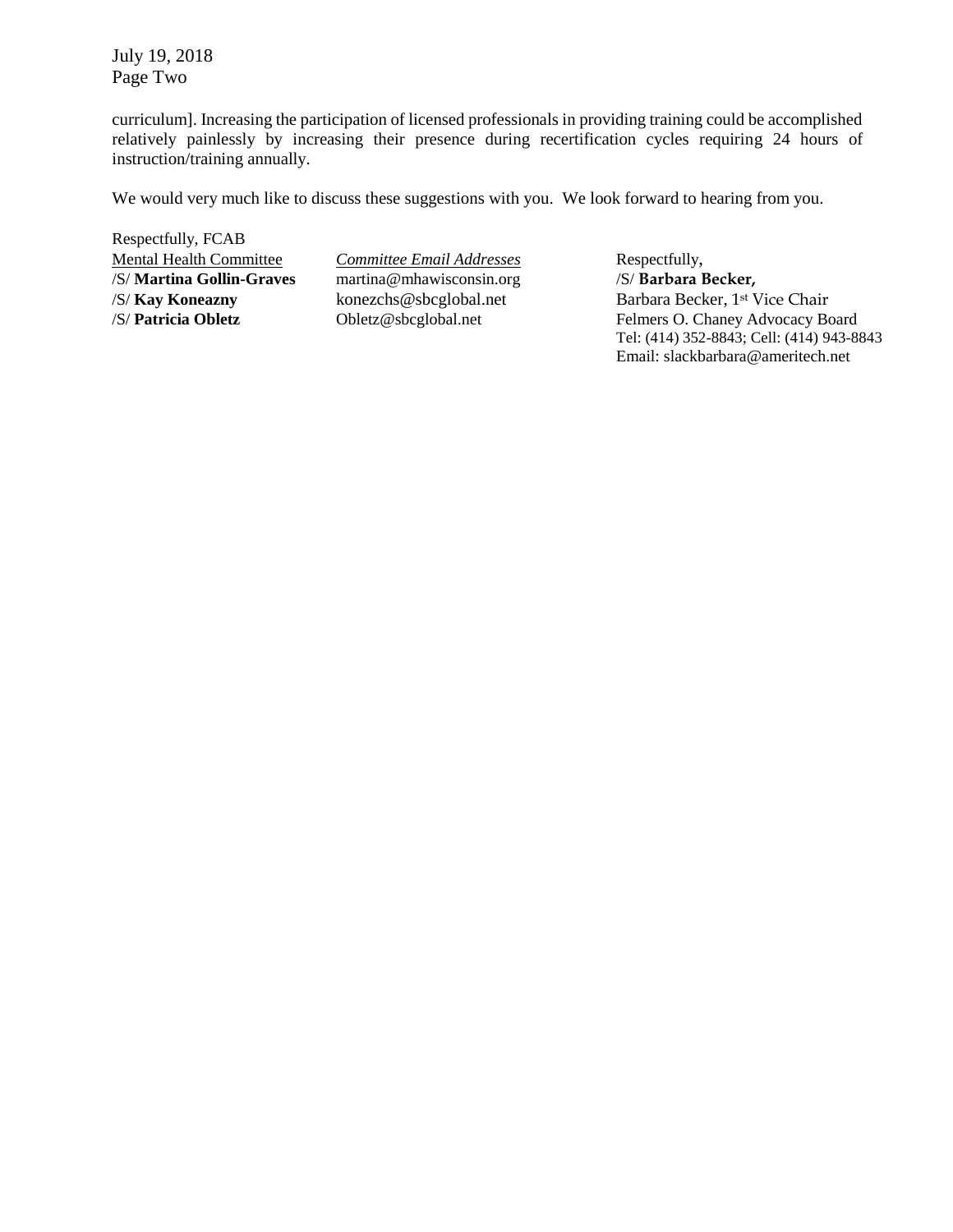curriculum]. Increasing the participation of licensed professionals in providing training could be accomplished relatively painlessly by increasing their presence during recertification cycles requiring 24 hours of instruction/training annually.

We would very much like to discuss these suggestions with you. We look forward to hearing from you.

Respectfully, FCAB
Mental Health Committee
/S/ **Martina Gollin-Graves**
/S/ **Kay Koneazny**
/S/ **Patricia Obletz**

*Committee Email Addresses*
martina@mhawisconsin.org
konezchs@sbcglobal.net
Obletz@sbcglobal.net

Respectfully,
/S/ **Barbara Becker,**
Barbara Becker, 1st Vice Chair
Felmers O. Chaney Advocacy Board
Tel: (414) 352-8843; Cell: (414) 943-8843
Email: slackbarbara@ameritech.net